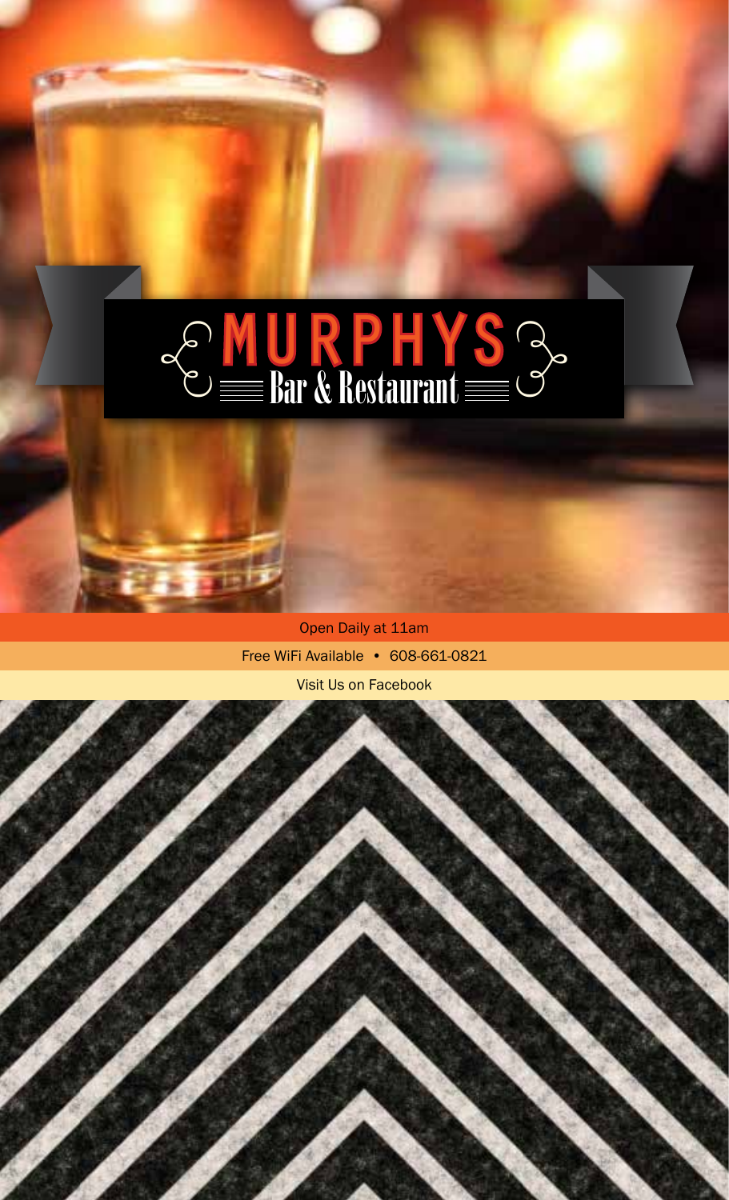# MURPHYS

## Bar & Restaurant

Open Daily at 11am

Free WiFi Available • 608-661-0821

Visit Us on Facebook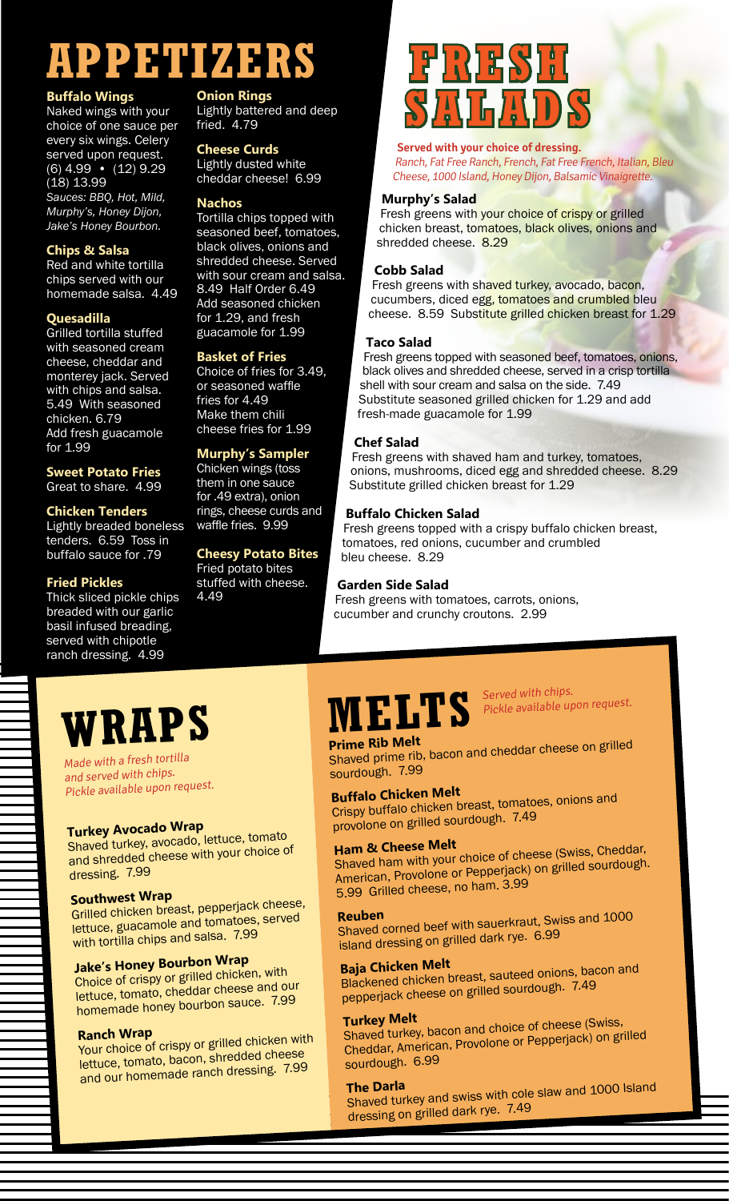# APPETIZERS

### Buffalo Wings
Naked wings with your choice of one sauce per every six wings. Celery served upon request.
(6) 4.99 • (12) 9.29 (18) 13.99
*Sauces: BBQ, Hot, Mild, Murphy's, Honey Dijon, Jake's Honey Bourbon.*

### Chips & Salsa
Red and white tortilla chips served with our homemade salsa. 4.49

### Quesadilla
Grilled tortilla stuffed with seasoned cream cheese, cheddar and monterey jack. Served with chips and salsa. 5.49 With seasoned chicken. 6.79
Add fresh guacamole for 1.99

### Sweet Potato Fries
Great to share. 4.99

### Chicken Tenders
Lightly breaded boneless tenders. 6.59 Toss in buffalo sauce for .79

### Fried Pickles
Thick sliced pickle chips breaded with our garlic basil infused breading, served with chipotle ranch dressing. 4.99

### Onion Rings
Lightly battered and deep fried. 4.79

### Cheese Curds
Lightly dusted white cheddar cheese! 6.99

### Nachos
Tortilla chips topped with seasoned beef, tomatoes, black olives, onions and shredded cheese. Served with sour cream and salsa. 8.49 Half Order 6.49
Add seasoned chicken for 1.29, and fresh guacamole for 1.99

### Basket of Fries
Choice of fries for 3.49, or seasoned waffle fries for 4.49
Make them chili cheese fries for 1.99

### Murphy's Sampler
Chicken wings (toss them in one sauce for .49 extra), onion rings, cheese curds and waffle fries. 9.99

### Cheesy Potato Bites
Fried potato bites stuffed with cheese. 4.49

# FRESH SALADS

**Served with your choice of dressing.**
*Ranch, Fat Free Ranch, French, Fat Free French, Italian, Bleu Cheese, 1000 Island, Honey Dijon, Balsamic Vinaigrette.*

### Murphy's Salad
Fresh greens with your choice of crispy or grilled chicken breast, tomatoes, black olives, onions and shredded cheese. 8.29

### Cobb Salad
Fresh greens with shaved turkey, avocado, bacon, cucumbers, diced egg, tomatoes and crumbled bleu cheese. 8.59 Substitute grilled chicken breast for 1.29

### Taco Salad
Fresh greens topped with seasoned beef, tomatoes, onions, black olives and shredded cheese, served in a crisp tortilla shell with sour cream and salsa on the side. 7.49
Substitute seasoned grilled chicken for 1.29 and add fresh-made guacamole for 1.99

### Chef Salad
Fresh greens with shaved ham and turkey, tomatoes, onions, mushrooms, diced egg and shredded cheese. 8.29
Substitute grilled chicken breast for 1.29

### Buffalo Chicken Salad
Fresh greens topped with a crispy buffalo chicken breast, tomatoes, red onions, cucumber and crumbled bleu cheese. 8.29

### Garden Side Salad
Fresh greens with tomatoes, carrots, onions, cucumber and crunchy croutons. 2.99

# WRAPS

*Made with a fresh tortilla and served with chips. Pickle available upon request.*

### Turkey Avocado Wrap
Shaved turkey, avocado, lettuce, tomato and shredded cheese with your choice of dressing. 7.99

### Southwest Wrap
Grilled chicken breast, pepperjack cheese, lettuce, guacamole and tomatoes, served with tortilla chips and salsa. 7.99

### Jake's Honey Bourbon Wrap
Choice of crispy or grilled chicken, with lettuce, tomato, cheddar cheese and our homemade honey bourbon sauce. 7.99

### Ranch Wrap
Your choice of crispy or grilled chicken with lettuce, tomato, bacon, shredded cheese and our homemade ranch dressing. 7.99

# MELTS

*Served with chips. Pickle available upon request.*

### Prime Rib Melt
Shaved prime rib, bacon and cheddar cheese on grilled sourdough. 7.99

### Buffalo Chicken Melt
Crispy buffalo chicken breast, tomatoes, onions and provolone on grilled sourdough. 7.49

### Ham & Cheese Melt
Shaved ham with your choice of cheese (Swiss, Cheddar, American, Provolone or Pepperjack) on grilled sourdough. 5.99 Grilled cheese, no ham. 3.99

### Reuben
Shaved corned beef with sauerkraut, Swiss and 1000 island dressing on grilled dark rye. 6.99

### Baja Chicken Melt
Blackened chicken breast, sauteed onions, bacon and pepperjack cheese on grilled sourdough. 7.49

### Turkey Melt
Shaved turkey, bacon and choice of cheese (Swiss, Cheddar, American, Provolone or Pepperjack) on grilled sourdough. 6.99

### The Darla
Shaved turkey and swiss with cole slaw and 1000 Island dressing on grilled dark rye. 7.49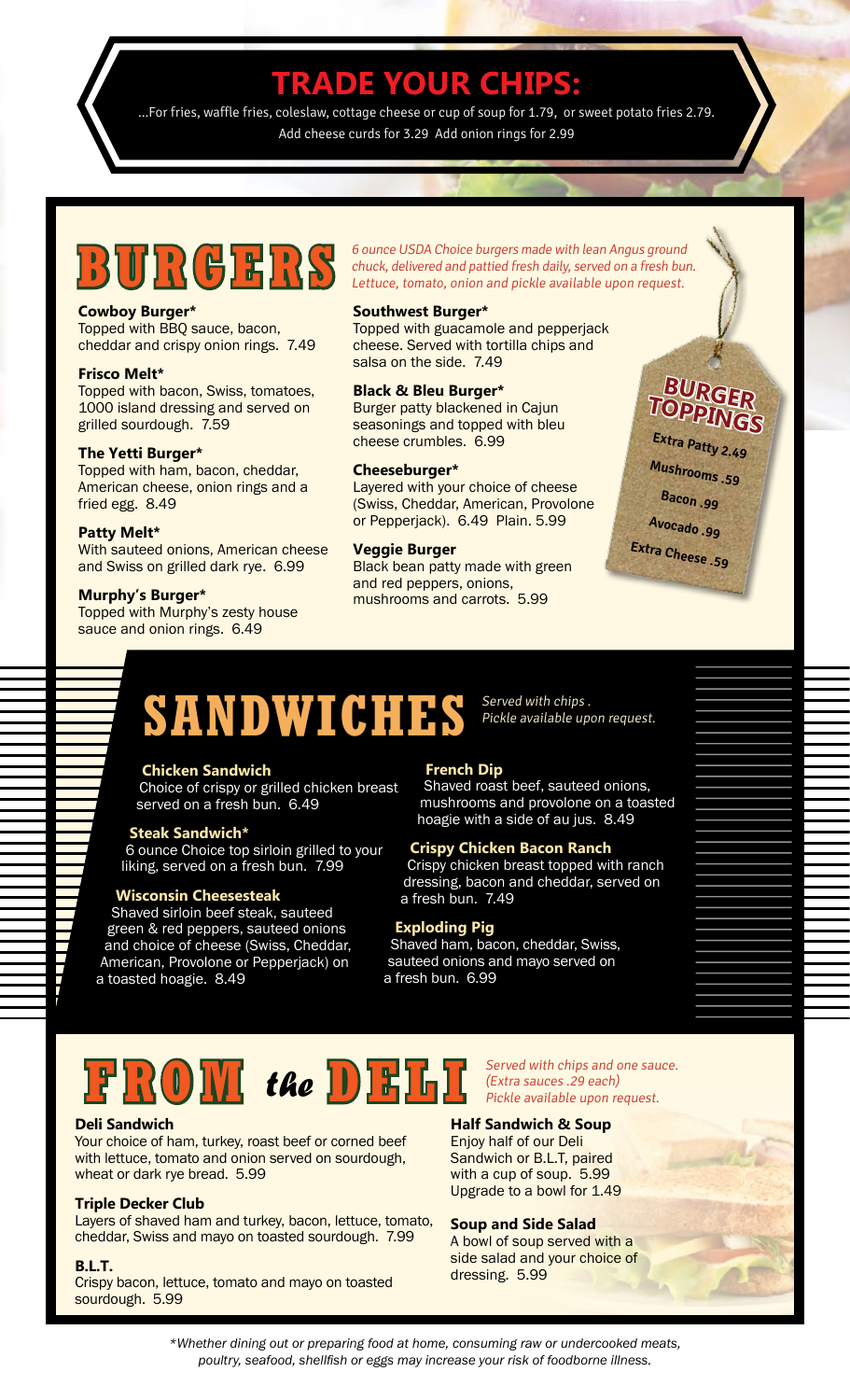# TRADE YOUR CHIPS:

...For fries, waffle fries, coleslaw, cottage cheese or cup of soup for 1.79, or sweet potato fries 2.79.
Add cheese curds for 3.29 Add onion rings for 2.99

## BURGERS

*6 ounce USDA Choice burgers made with lean Angus ground chuck, delivered and pattied fresh daily, served on a fresh bun. Lettuce, tomato, onion and pickle available upon request.*

**Cowboy Burger***
Topped with BBQ sauce, bacon, cheddar and crispy onion rings. 7.49

**Frisco Melt***
Topped with bacon, Swiss, tomatoes, 1000 island dressing and served on grilled sourdough. 7.59

**The Yetti Burger***
Topped with ham, bacon, cheddar, American cheese, onion rings and a fried egg. 8.49

**Patty Melt***
With sauteed onions, American cheese and Swiss on grilled dark rye. 6.99

**Murphy's Burger***
Topped with Murphy's zesty house sauce and onion rings. 6.49

**Southwest Burger***
Topped with guacamole and pepperjack cheese. Served with tortilla chips and salsa on the side. 7.49

**Black & Bleu Burger***
Burger patty blackened in Cajun seasonings and topped with bleu cheese crumbles. 6.99

**Cheeseburger***
Layered with your choice of cheese (Swiss, Cheddar, American, Provolone or Pepperjack). 6.49 Plain. 5.99

**Veggie Burger**
Black bean patty made with green and red peppers, onions, mushrooms and carrots. 5.99

### BURGER TOPPINGS

- Extra Patty 2.49
- Mushrooms .59
- Bacon .99
- Avocado .99
- Extra Cheese .59

## SANDWICHES

*Served with chips . Pickle available upon request.*

**Chicken Sandwich**
Choice of crispy or grilled chicken breast served on a fresh bun. 6.49

**Steak Sandwich***
6 ounce Choice top sirloin grilled to your liking, served on a fresh bun. 7.99

**Wisconsin Cheesesteak**
Shaved sirloin beef steak, sauteed green & red peppers, sauteed onions and choice of cheese (Swiss, Cheddar, American, Provolone or Pepperjack) on a toasted hoagie. 8.49

**French Dip**
Shaved roast beef, sauteed onions, mushrooms and provolone on a toasted hoagie with a side of au jus. 8.49

**Crispy Chicken Bacon Ranch**
Crispy chicken breast topped with ranch dressing, bacon and cheddar, served on a fresh bun. 7.49

**Exploding Pig**
Shaved ham, bacon, cheddar, Swiss, sauteed onions and mayo served on a fresh bun. 6.99

## FROM the DELI

*Served with chips and one sauce. (Extra sauces .29 each) Pickle available upon request.*

**Deli Sandwich**
Your choice of ham, turkey, roast beef or corned beef with lettuce, tomato and onion served on sourdough, wheat or dark rye bread. 5.99

**Triple Decker Club**
Layers of shaved ham and turkey, bacon, lettuce, tomato, cheddar, Swiss and mayo on toasted sourdough. 7.99

**B.L.T.**
Crispy bacon, lettuce, tomato and mayo on toasted sourdough. 5.99

**Half Sandwich & Soup**
Enjoy half of our Deli Sandwich or B.L.T, paired with a cup of soup. 5.99
Upgrade to a bowl for 1.49

**Soup and Side Salad**
A bowl of soup served with a side salad and your choice of dressing. 5.99

*\*Whether dining out or preparing food at home, consuming raw or undercooked meats, poultry, seafood, shellfish or eggs may increase your risk of foodborne illness.*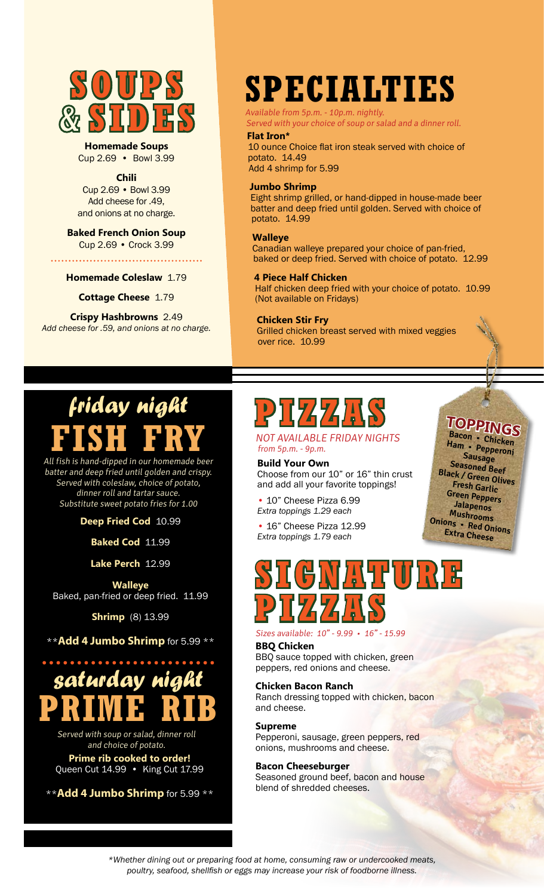# SOUPS & SIDES

**Homemade Soups**
Cup 2.69 • Bowl 3.99

**Chili**
Cup 2.69 • Bowl 3.99
Add cheese for .49,
and onions at no charge.

**Baked French Onion Soup**
Cup 2.69 • Crock 3.99

**Homemade Coleslaw** 1.79

**Cottage Cheese** 1.79

**Crispy Hashbrowns** 2.49
*Add cheese for .59, and onions at no charge.*

# SPECIALTIES

*Available from 5p.m. - 10p.m. nightly.*
*Served with your choice of soup or salad and a dinner roll.*

**Flat Iron***
10 ounce Choice flat iron steak served with choice of potato. 14.49
Add 4 shrimp for 5.99

**Jumbo Shrimp**
Eight shrimp grilled, or hand-dipped in house-made beer batter and deep fried until golden. Served with choice of potato. 14.99

**Walleye**
Canadian walleye prepared your choice of pan-fried, baked or deep fried. Served with choice of potato. 12.99

**4 Piece Half Chicken**
Half chicken deep fried with your choice of potato. 10.99
(Not available on Fridays)

**Chicken Stir Fry**
Grilled chicken breast served with mixed veggies over rice. 10.99

# friday night FISH FRY

*All fish is hand-dipped in our homemade beer batter and deep fried until golden and crispy. Served with coleslaw, choice of potato, dinner roll and tartar sauce. Substitute sweet potato fries for 1.00*

**Deep Fried Cod** 10.99

**Baked Cod** 11.99

**Lake Perch** 12.99

**Walleye**
Baked, pan-fried or deep fried. 11.99

**Shrimp** (8) 13.99

****Add 4 Jumbo Shrimp** for 5.99 ***

# saturday night PRIME RIB

*Served with soup or salad, dinner roll and choice of potato.*

**Prime rib cooked to order!**
Queen Cut 14.99 • King Cut 17.99

****Add 4 Jumbo Shrimp** for 5.99 ***

# PIZZAS

*NOT AVAILABLE FRIDAY NIGHTS from 5p.m. - 9p.m.*

**Build Your Own**
Choose from our 10" or 16" thin crust and add all your favorite toppings!

- 10" Cheese Pizza 6.99
  *Extra toppings 1.29 each*
- 16" Cheese Pizza 12.99
  *Extra toppings 1.79 each*

## TOPPINGS

Bacon • Chicken
Ham • Pepperoni
Sausage
Seasoned Beef
Black / Green Olives
Fresh Garlic
Green Peppers
Jalapenos
Mushrooms
Onions • Red Onions
Extra Cheese

# SIGNATURE PIZZAS

*Sizes available: 10" - 9.99 • 16" - 15.99*

**BBQ Chicken**
BBQ sauce topped with chicken, green peppers, red onions and cheese.

**Chicken Bacon Ranch**
Ranch dressing topped with chicken, bacon and cheese.

**Supreme**
Pepperoni, sausage, green peppers, red onions, mushrooms and cheese.

**Bacon Cheeseburger**
Seasoned ground beef, bacon and house blend of shredded cheeses.

*Whether dining out or preparing food at home, consuming raw or undercooked meats, poultry, seafood, shellfish or eggs may increase your risk of foodborne illness.*